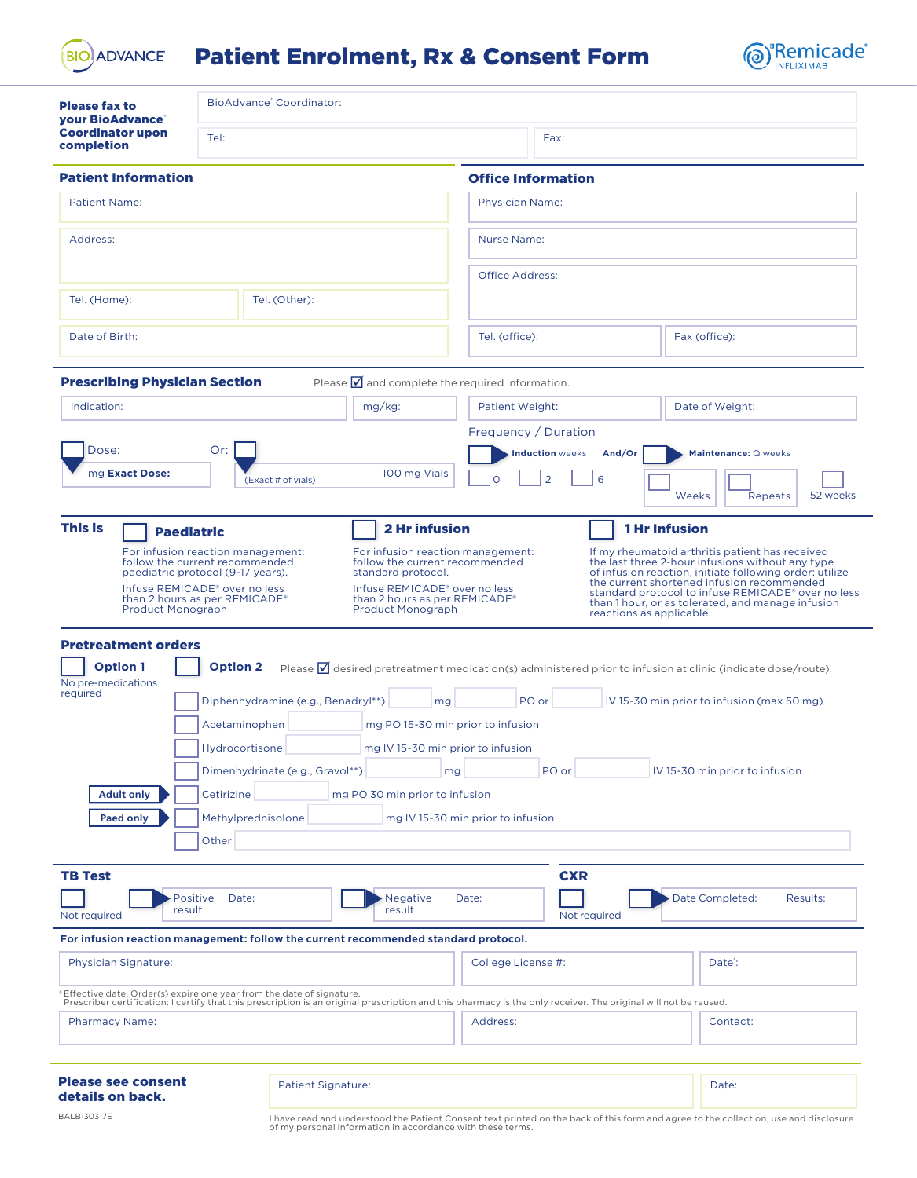BIO ADVANCE

# Patient Enrolment, Rx & Consent Form

Remicade® INFLIXIMAB

**Please fax to your BioAdvance® Coordinator upon completion**

BioAdvance® Coordinator:

Tel:

Fax:

## Patient Information

Patient Name:

Address:

Tel. (Home):

Tel. (Other):

Date of Birth:

## Office Information

Physician Name:

Nurse Name:

Office Address:

Tel. (office):

Fax (office):

## Prescribing Physician Section

Please ☑ and complete the required information.

Indication:

mg/kg:

Patient Weight:

Date of Weight:

☐ Dose: mg **Exact Dose:**

Or: ☐ (Exact # of vials) 100 mg Vials

Frequency / Duration

☐ **Induction** weeks ☐ 0 ☐ 2 ☐ 6

**And/Or**

☐ **Maintenance:** Q weeks ☐ Weeks ☐ Repeats ☐ 52 weeks

**This is**

☐ **Paediatric**

For infusion reaction management: follow the current recommended paediatric protocol (9-17 years).

Infuse REMICADE® over no less than 2 hours as per REMICADE® Product Monograph

☐ **2 Hr infusion**

For infusion reaction management: follow the current recommended standard protocol.

Infuse REMICADE® over no less than 2 hours as per REMICADE® Product Monograph

☐ **1 Hr Infusion**

If my rheumatoid arthritis patient has received the last three 2-hour infusions without any type of infusion reaction, initiate following order: utilize the current shortened infusion recommended standard protocol to infuse REMICADE® over no less than 1 hour, or as tolerated, and manage infusion reactions as applicable.

## Pretreatment orders

☐ **Option 1**
No pre-medications required

☐ **Option 2**
Please ☑ desired pretreatment medication(s) administered prior to infusion at clinic (indicate dose/route).

- ☐ Diphenhydramine (e.g., Benadryl**) ____ mg ____ PO or ____ IV 15-30 min prior to infusion (max 50 mg)
- ☐ Acetaminophen ____ mg PO 15-30 min prior to infusion
- ☐ Hydrocortisone ____ mg IV 15-30 min prior to infusion
- ☐ Dimenhydrinate (e.g., Gravol**) ____ mg ____ PO or ____ IV 15-30 min prior to infusion
- **Adult only** ☐ Cetirizine ____ mg PO 30 min prior to infusion
- **Paed only** ☐ Methylprednisolone ____ mg IV 15-30 min prior to infusion
- ☐ Other ____

## TB Test

☐ Not required

☐ Positive result Date:

☐ Negative result Date:

## CXR

☐ Not required

☐ Date Completed: Results:

**For infusion reaction management: follow the current recommended standard protocol.**

Physician Signature:

College License #:

Date†:

† Effective date. Order(s) expire one year from the date of signature.
Prescriber certification: I certify that this prescription is an original prescription and this pharmacy is the only receiver. The original will not be reused.

Pharmacy Name:

Address:

Contact:

**Please see consent details on back.**

BALB130317E

Patient Signature:

Date:

I have read and understood the Patient Consent text printed on the back of this form and agree to the collection, use and disclosure of my personal information in accordance with these terms.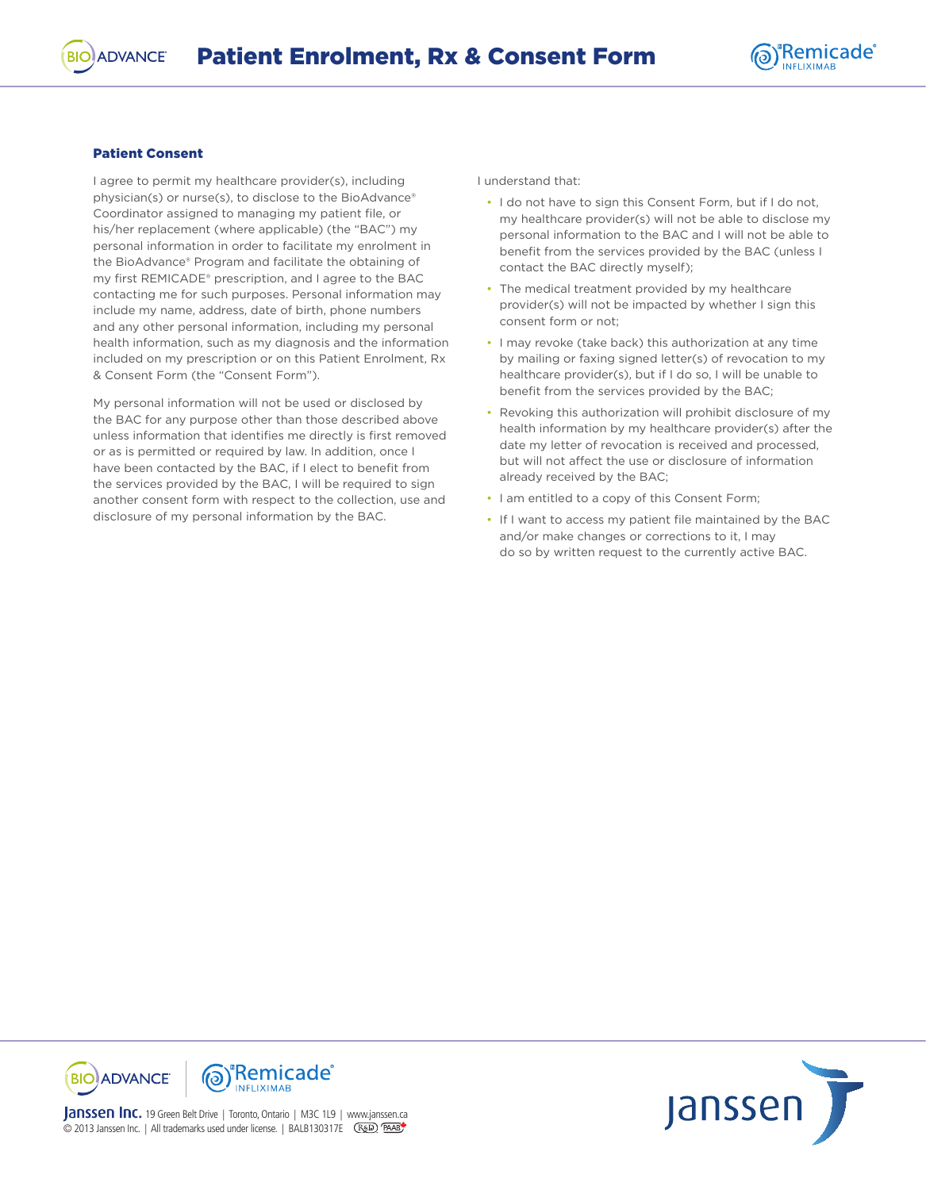## Patient Consent

I agree to permit my healthcare provider(s), including physician(s) or nurse(s), to disclose to the BioAdvance® Coordinator assigned to managing my patient file, or his/her replacement (where applicable) (the "BAC") my personal information in order to facilitate my enrolment in the BioAdvance® Program and facilitate the obtaining of my first REMICADE® prescription, and I agree to the BAC contacting me for such purposes. Personal information may include my name, address, date of birth, phone numbers and any other personal information, including my personal health information, such as my diagnosis and the information included on my prescription or on this Patient Enrolment, Rx & Consent Form (the "Consent Form").

My personal information will not be used or disclosed by the BAC for any purpose other than those described above unless information that identifies me directly is first removed or as is permitted or required by law. In addition, once I have been contacted by the BAC, if I elect to benefit from the services provided by the BAC, I will be required to sign another consent form with respect to the collection, use and disclosure of my personal information by the BAC.

I understand that:

- I do not have to sign this Consent Form, but if I do not, my healthcare provider(s) will not be able to disclose my personal information to the BAC and I will not be able to benefit from the services provided by the BAC (unless I contact the BAC directly myself);
- The medical treatment provided by my healthcare provider(s) will not be impacted by whether I sign this consent form or not;
- I may revoke (take back) this authorization at any time by mailing or faxing signed letter(s) of revocation to my healthcare provider(s), but if I do so, I will be unable to benefit from the services provided by the BAC;
- Revoking this authorization will prohibit disclosure of my health information by my healthcare provider(s) after the date my letter of revocation is received and processed, but will not affect the use or disclosure of information already received by the BAC;
- I am entitled to a copy of this Consent Form;
- If I want to access my patient file maintained by the BAC and/or make changes or corrections to it, I may do so by written request to the currently active BAC.

**Janssen Inc.** 19 Green Belt Drive | Toronto, Ontario | M3C 1L9 | www.janssen.ca
© 2013 Janssen Inc. | All trademarks used under license. | BALB130317E